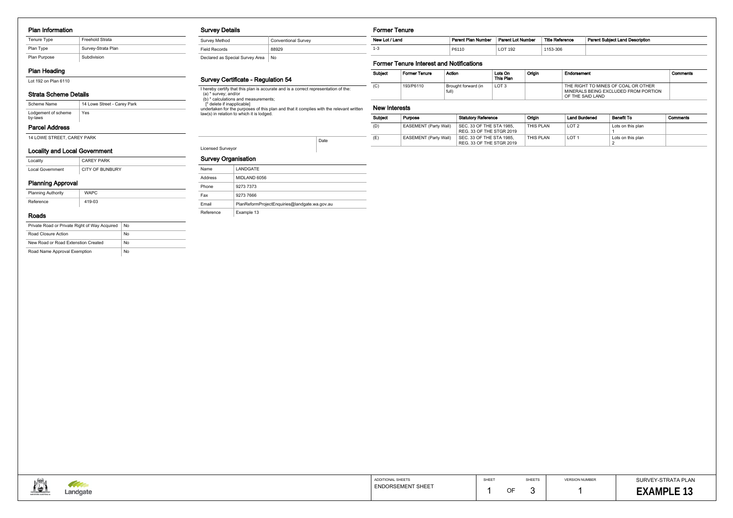## Plan Information

| Tenure Type | Freehold Strata |
|---|---|
| Plan Type | Survey-Strata Plan |
| Plan Purpose | Subdivision |

## Plan Heading

Lot 192 on Plan 6110

## Strata Scheme Details

| Scheme Name | 14 Lowe Street - Carey Park |
|---|---|
| Lodgement of scheme by-laws | Yes |

## Parcel Address

14 LOWE STREET, CAREY PARK

## Locality and Local Government

| Locality | CAREY PARK |
|---|---|
| Local Government | CITY OF BUNBURY |

## Planning Approval

| Planning Authority | WAPC |
|---|---|
| Reference | 419-03 |

## Roads

| Private Road or Private Right of Way Acquired | No |
|---|---|
| Road Closure Action | No |
| New Road or Road Extenstion Created | No |
| Road Name Approval Exemption | No |

## Survey Details

| Survey Method | Conventional Survey |
|---|---|
| Field Records | 88929 |
| Declared as Special Survey Area | No |

## Survey Certificate - Regulation 54

I hereby certify that this plan is accurate and is a correct representation of the:
(a) * survey; and/or
(b) * calculations and measurements;
[* delete if inapplicable]
undertaken for the purposes of this plan and that it complies with the relevant written law(s) in relation to which it is lodged.

| Licensed Surveyor | Date |
|---|---|

## Survey Organisation

| Name | LANDGATE |
|---|---|
| Address | MIDLAND 6056 |
| Phone | 9273 7373 |
| Fax | 9273 7666 |
| Email | PlanReformProjectEnquiries@landgate.wa.gov.au |
| Reference | Example 13 |

## Former Tenure

| New Lot / Land | Parent Plan Number | Parent Lot Number | Title Reference | Parent Subject Land Description |
|---|---|---|---|---|
| 1-3 | P6110 | LOT 192 | 1153-306 | |

## Former Tenure Interest and Notifications

| Subject | Former Tenure | Action | Lots On This Plan | Origin | Endorsement | Comments |
|---|---|---|---|---|---|---|
| (C) | 193/P6110 | Brought forward (in full) | LOT 3 | | THE RIGHT TO MINES OF COAL OR OTHER MINERALS BEING EXCLUDED FROM PORTION OF THE SAID LAND | |

## New Interests

| Subject | Purpose | Statutory Reference | Origin | Land Burdened | Benefit To | Comments |
|---|---|---|---|---|---|---|
| (D) | EASEMENT (Party Wall) | SEC. 33 OF THE STA 1985, REG. 33 OF THE STGR 2019 | THIS PLAN | LOT 2 | Lots on this plan 1 | |
| (E) | EASEMENT (Party Wall) | SEC. 33 OF THE STA 1985, REG. 33 OF THE STGR 2019 | THIS PLAN | LOT 1 | Lots on this plan 2 | |

| ADDITIONAL SHEETS | SHEET | SHEETS | VERSION NUMBER | SURVEY-STRATA PLAN |
|---|---|---|---|---|
| ENDORSEMENT SHEET | 1 OF | 3 | 1 | **EXAMPLE 13** |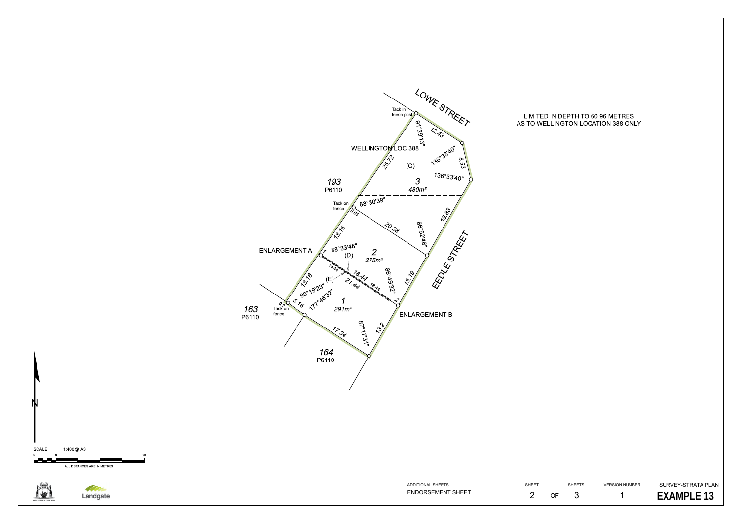LOWE STREET

Tack in fence post

91°29'13"

12.43

WELLINGTON LOC 388

136°33'40"

8.53

25.72

(C)

136°33'40"

3

480m²

193

P6110

Tack on fence

88°30'39"

0.05

20.38

86°52'48"

19.88

13.16

88°33'48"

(D)

2

275m²

ENLARGEMENT A

1

18.44

18.44

86°49'32"

13.19

13.16

(E)

21.44

18.44

90°19'23"

177°46'32"

2

0.2

5.16

1

291m²

ENLARGEMENT B

163

P6110

Tack on fence

17.34

87°17'31"

13.2

164

P6110

EEDLE STREET

LIMITED IN DEPTH TO 60.96 METRES
AS TO WELLINGTON LOCATION 388 ONLY

N

SCALE 1:400 @ A3

5 0 20

ALL DISTANCES ARE IN METRES

Landgate

| ADDITIONAL SHEETS | SHEET | | SHEETS | VERSION NUMBER | SURVEY-STRATA PLAN |
|---|---|---|---|---|---|
| ENDORSEMENT SHEET | 2 | OF | 3 | 1 | **EXAMPLE 13** |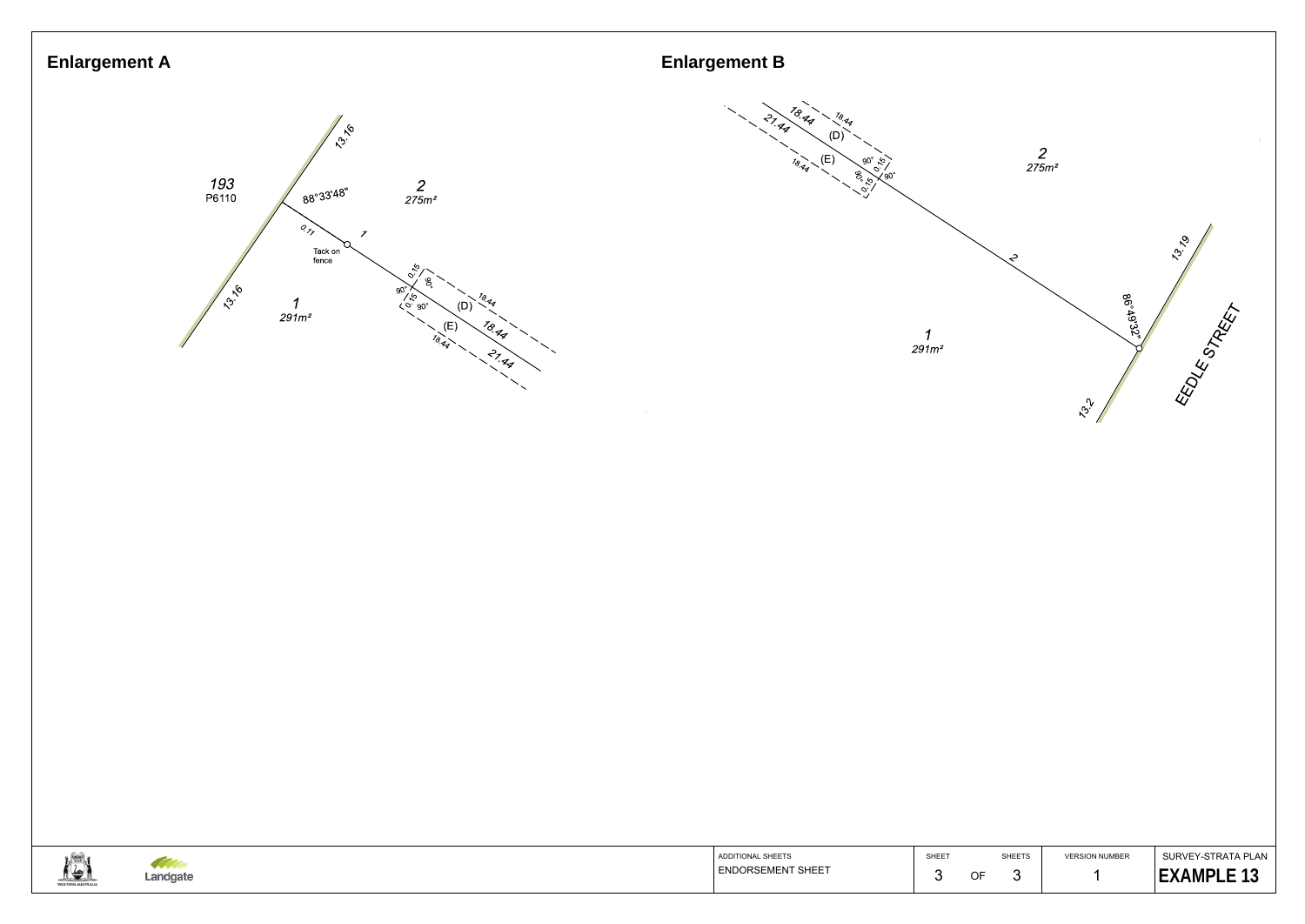## Enlargement A

13.16

193
P6110

88°33'48"

2
275m²

0.11

1

Tack on fence

0.15

90°

90°

0.15

90°

18.44

(D)

18.44

(E)

18.44

21.44

13.16

1
291m²

## Enlargement B

18.44

21.44

18.44

(D)

(E)

90°

0.15

18.44

90°

0.15

90°

2
275m²

2

13.19

86°49'32"

EEDLE STREET

1
291m²

13.2

| ADDITIONAL SHEETS | SHEET | SHEETS | VERSION NUMBER | SURVEY-STRATA PLAN |
|---|---|---|---|---|
| ENDORSEMENT SHEET | 3 OF | 3 | 1 | EXAMPLE 13 |

Landgate